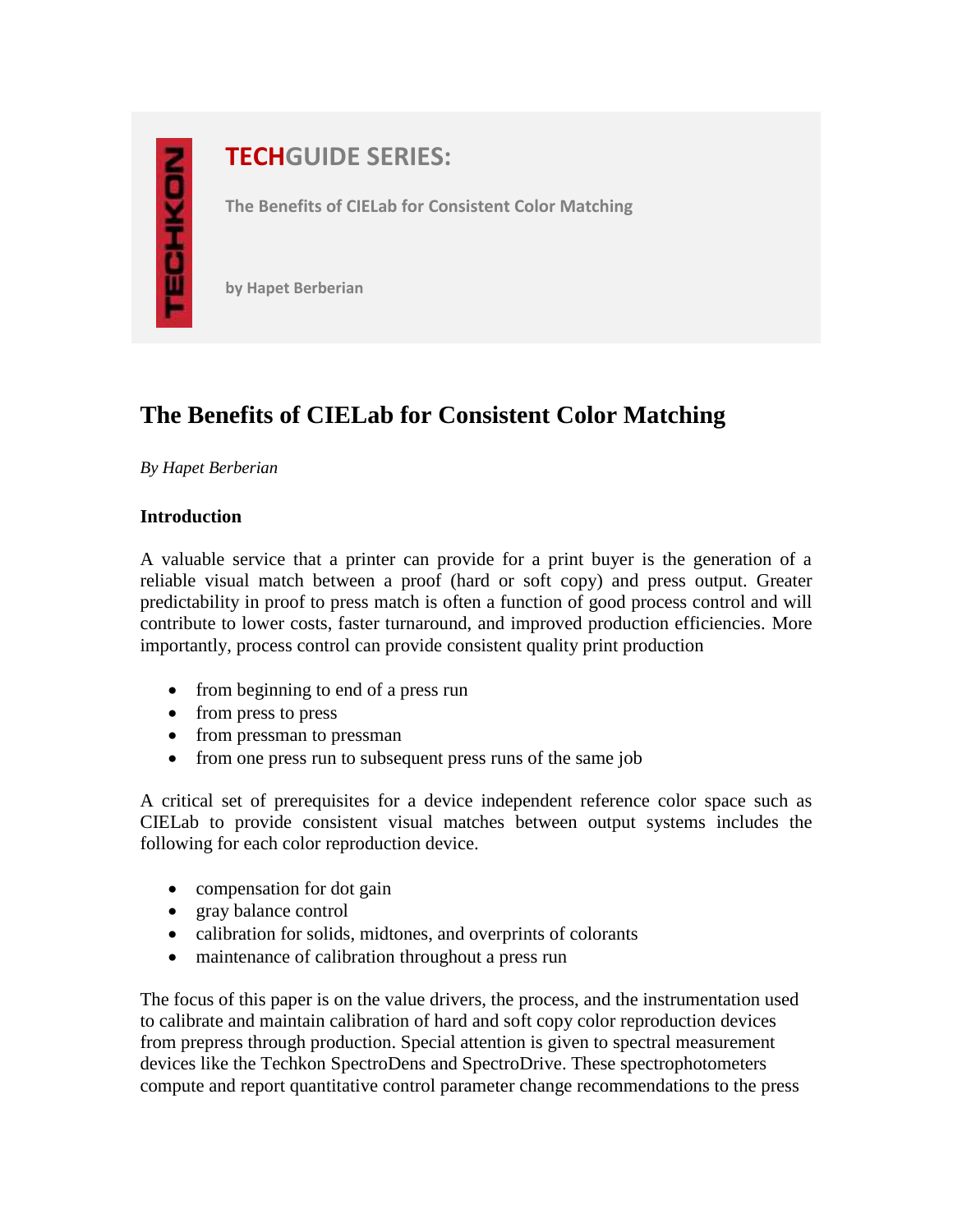TECHKON

**TECHGUIDE SERIES:**

**The Benefits of CIELab for Consistent Color Matching**

**by Hapet Berberian**

# The Benefits of CIELab for Consistent Color Matching

*By Hapet Berberian*

### Introduction

A valuable service that a printer can provide for a print buyer is the generation of a reliable visual match between a proof (hard or soft copy) and press output. Greater predictability in proof to press match is often a function of good process control and will contribute to lower costs, faster turnaround, and improved production efficiencies. More importantly, process control can provide consistent quality print production

- from beginning to end of a press run
- from press to press
- from pressman to pressman
- from one press run to subsequent press runs of the same job

A critical set of prerequisites for a device independent reference color space such as CIELab to provide consistent visual matches between output systems includes the following for each color reproduction device.

- compensation for dot gain
- gray balance control
- calibration for solids, midtones, and overprints of colorants
- maintenance of calibration throughout a press run

The focus of this paper is on the value drivers, the process, and the instrumentation used to calibrate and maintain calibration of hard and soft copy color reproduction devices from prepress through production. Special attention is given to spectral measurement devices like the Techkon SpectroDens and SpectroDrive. These spectrophotometers compute and report quantitative control parameter change recommendations to the press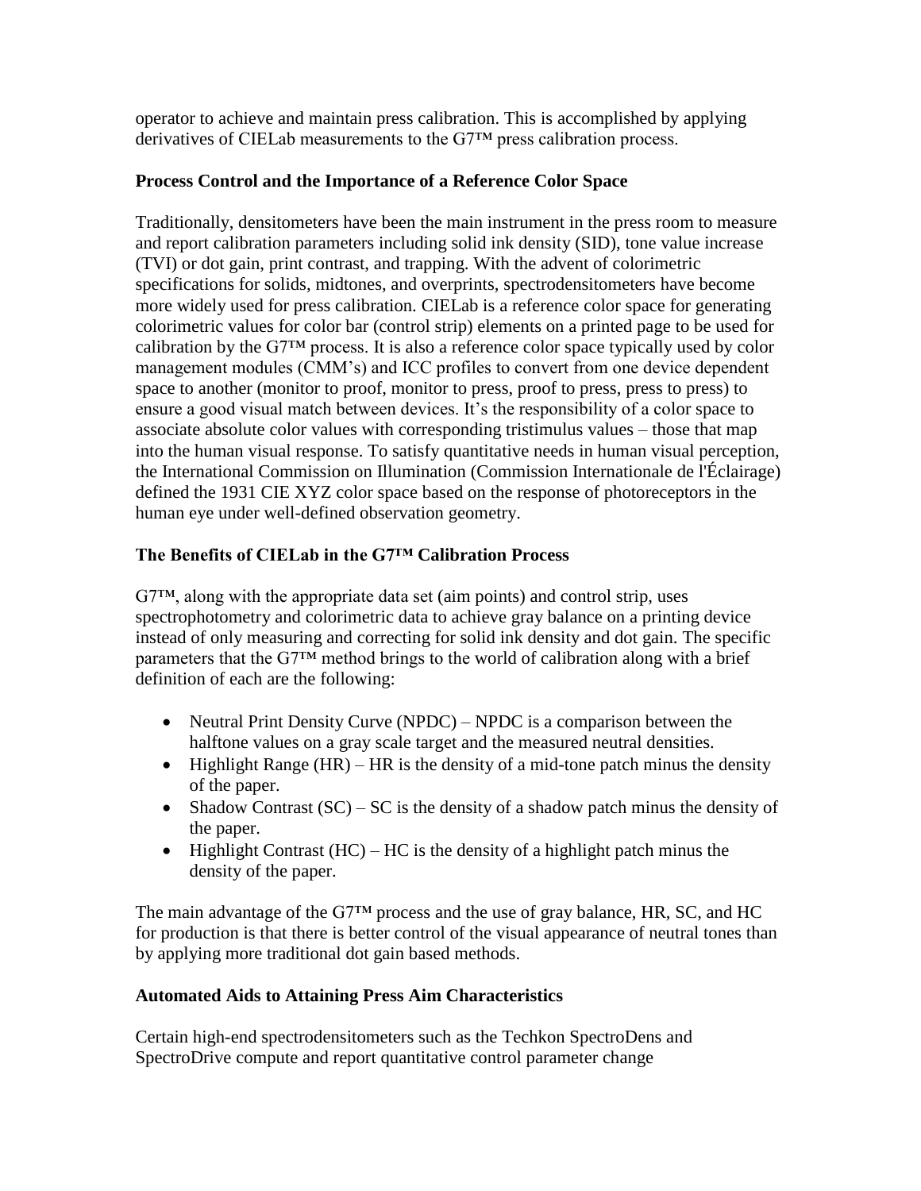operator to achieve and maintain press calibration. This is accomplished by applying derivatives of CIELab measurements to the G7™ press calibration process.

### Process Control and the Importance of a Reference Color Space

Traditionally, densitometers have been the main instrument in the press room to measure and report calibration parameters including solid ink density (SID), tone value increase (TVI) or dot gain, print contrast, and trapping. With the advent of colorimetric specifications for solids, midtones, and overprints, spectrodensitometers have become more widely used for press calibration. CIELab is a reference color space for generating colorimetric values for color bar (control strip) elements on a printed page to be used for calibration by the G7™ process. It is also a reference color space typically used by color management modules (CMM's) and ICC profiles to convert from one device dependent space to another (monitor to proof, monitor to press, proof to press, press to press) to ensure a good visual match between devices. It's the responsibility of a color space to associate absolute color values with corresponding tristimulus values – those that map into the human visual response. To satisfy quantitative needs in human visual perception, the International Commission on Illumination (Commission Internationale de l'Éclairage) defined the 1931 CIE XYZ color space based on the response of photoreceptors in the human eye under well-defined observation geometry.

### The Benefits of CIELab in the G7™ Calibration Process

G7™, along with the appropriate data set (aim points) and control strip, uses spectrophotometry and colorimetric data to achieve gray balance on a printing device instead of only measuring and correcting for solid ink density and dot gain. The specific parameters that the G7™ method brings to the world of calibration along with a brief definition of each are the following:

- Neutral Print Density Curve (NPDC) – NPDC is a comparison between the halftone values on a gray scale target and the measured neutral densities.
- Highlight Range (HR) – HR is the density of a mid-tone patch minus the density of the paper.
- Shadow Contrast (SC) – SC is the density of a shadow patch minus the density of the paper.
- Highlight Contrast (HC) – HC is the density of a highlight patch minus the density of the paper.

The main advantage of the G7™ process and the use of gray balance, HR, SC, and HC for production is that there is better control of the visual appearance of neutral tones than by applying more traditional dot gain based methods.

### Automated Aids to Attaining Press Aim Characteristics

Certain high-end spectrodensitometers such as the Techkon SpectroDens and SpectroDrive compute and report quantitative control parameter change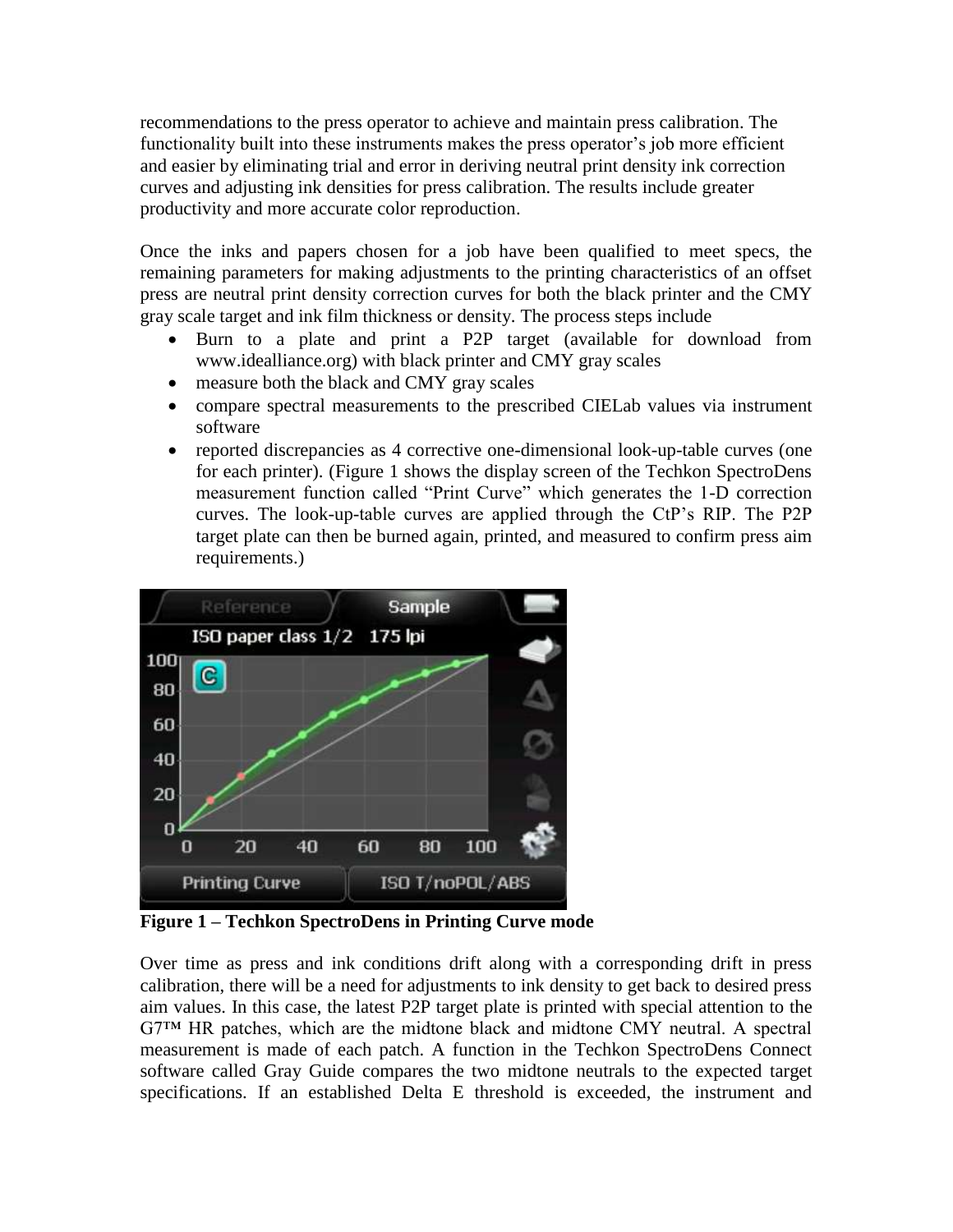recommendations to the press operator to achieve and maintain press calibration. The functionality built into these instruments makes the press operator's job more efficient and easier by eliminating trial and error in deriving neutral print density ink correction curves and adjusting ink densities for press calibration. The results include greater productivity and more accurate color reproduction.

Once the inks and papers chosen for a job have been qualified to meet specs, the remaining parameters for making adjustments to the printing characteristics of an offset press are neutral print density correction curves for both the black printer and the CMY gray scale target and ink film thickness or density. The process steps include

- Burn to a plate and print a P2P target (available for download from www.idealliance.org) with black printer and CMY gray scales
- measure both the black and CMY gray scales
- compare spectral measurements to the prescribed CIELab values via instrument software
- reported discrepancies as 4 corrective one-dimensional look-up-table curves (one for each printer). (Figure 1 shows the display screen of the Techkon SpectroDens measurement function called "Print Curve" which generates the 1-D correction curves. The look-up-table curves are applied through the CtP's RIP. The P2P target plate can then be burned again, printed, and measured to confirm press aim requirements.)

**Figure 1 – Techkon SpectroDens in Printing Curve mode**

Over time as press and ink conditions drift along with a corresponding drift in press calibration, there will be a need for adjustments to ink density to get back to desired press aim values. In this case, the latest P2P target plate is printed with special attention to the G7™ HR patches, which are the midtone black and midtone CMY neutral. A spectral measurement is made of each patch. A function in the Techkon SpectroDens Connect software called Gray Guide compares the two midtone neutrals to the expected target specifications. If an established Delta E threshold is exceeded, the instrument and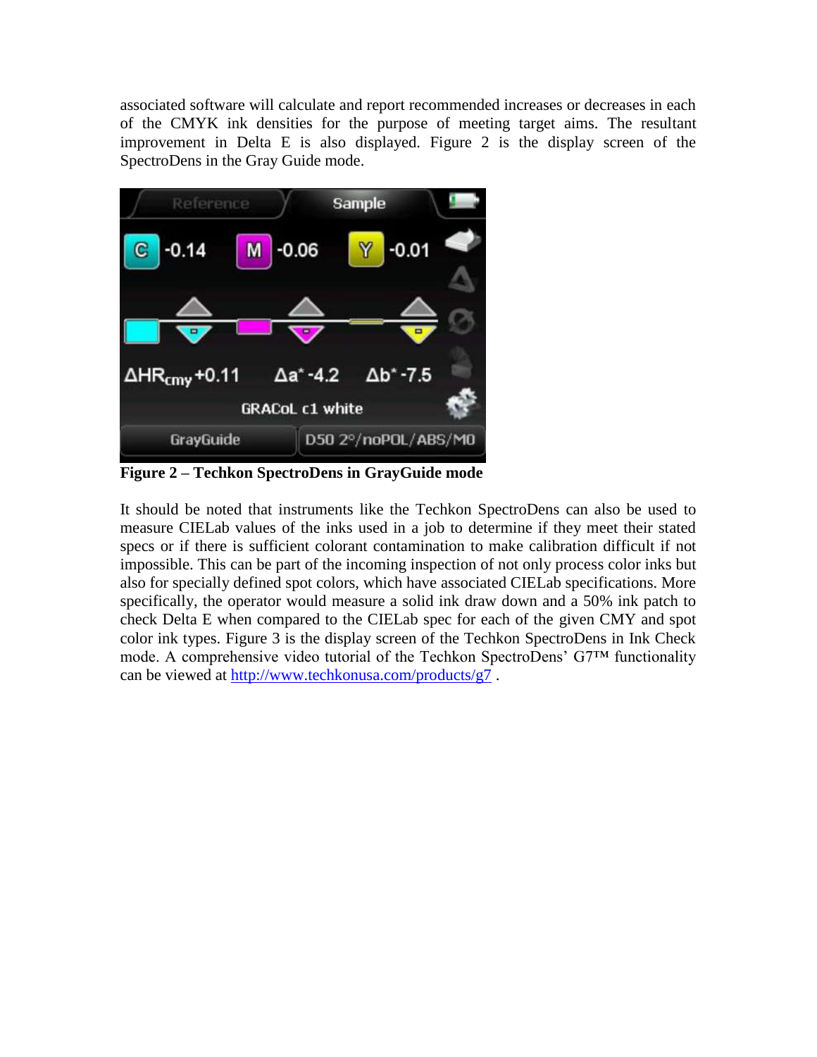associated software will calculate and report recommended increases or decreases in each of the CMYK ink densities for the purpose of meeting target aims. The resultant improvement in Delta E is also displayed. Figure 2 is the display screen of the SpectroDens in the Gray Guide mode.

**Figure 2 – Techkon SpectroDens in GrayGuide mode**

It should be noted that instruments like the Techkon SpectroDens can also be used to measure CIELab values of the inks used in a job to determine if they meet their stated specs or if there is sufficient colorant contamination to make calibration difficult if not impossible. This can be part of the incoming inspection of not only process color inks but also for specially defined spot colors, which have associated CIELab specifications. More specifically, the operator would measure a solid ink draw down and a 50% ink patch to check Delta E when compared to the CIELab spec for each of the given CMY and spot color ink types. Figure 3 is the display screen of the Techkon SpectroDens in Ink Check mode. A comprehensive video tutorial of the Techkon SpectroDens' G7™ functionality can be viewed at [http://www.techkonusa.com/products/g7](http://www.techkonusa.com/products/g7) .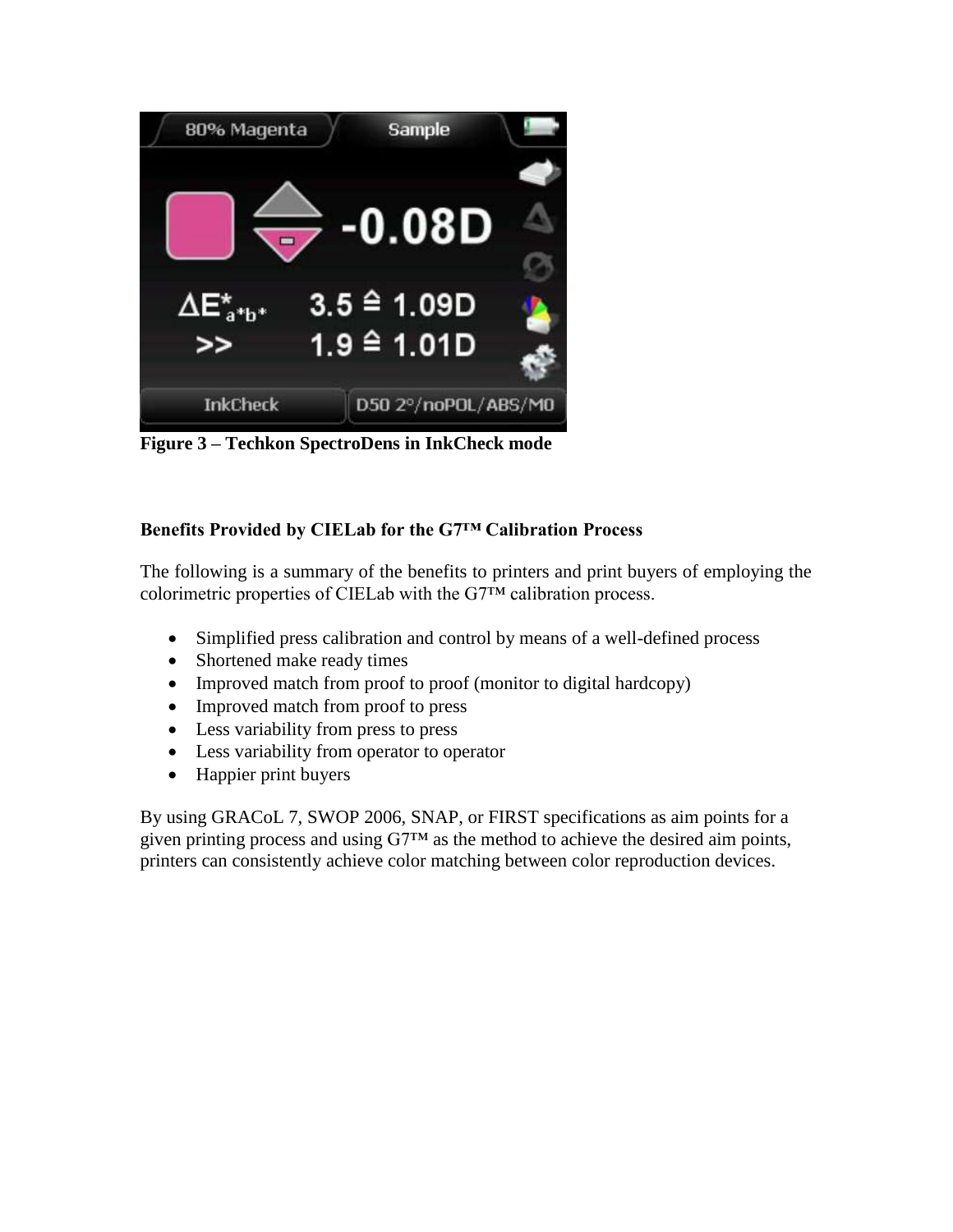**Figure 3 – Techkon SpectroDens in InkCheck mode**

**Benefits Provided by CIELab for the G7™ Calibration Process**

The following is a summary of the benefits to printers and print buyers of employing the colorimetric properties of CIELab with the G7™ calibration process.

- Simplified press calibration and control by means of a well-defined process
- Shortened make ready times
- Improved match from proof to proof (monitor to digital hardcopy)
- Improved match from proof to press
- Less variability from press to press
- Less variability from operator to operator
- Happier print buyers

By using GRACoL 7, SWOP 2006, SNAP, or FIRST specifications as aim points for a given printing process and using G7™ as the method to achieve the desired aim points, printers can consistently achieve color matching between color reproduction devices.